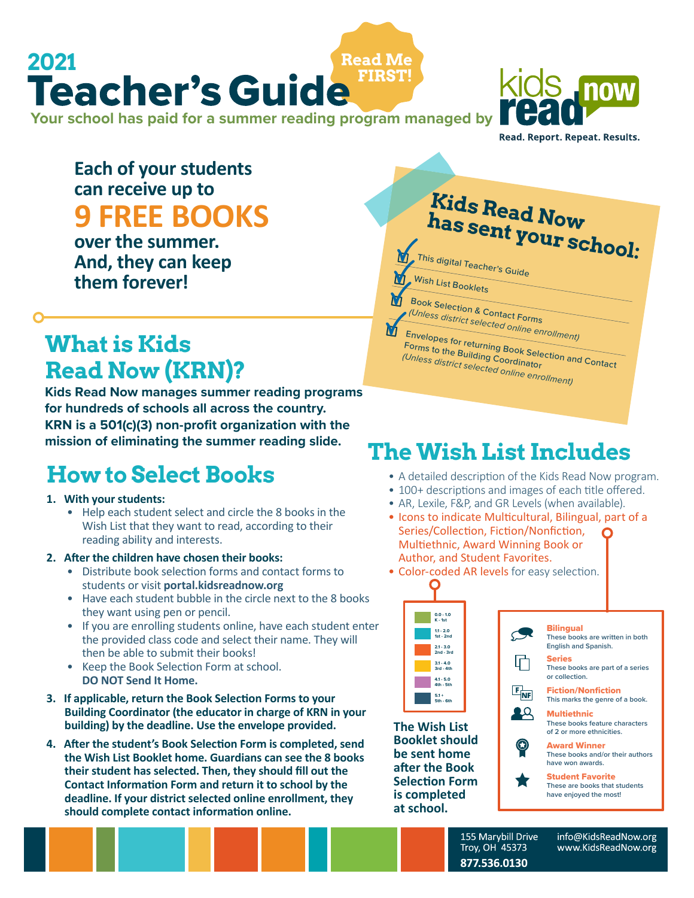2021

# Teacher's Guide

Read Me FIRST!

**Your school has paid for a summer reading program managed by** kids read now

Read. Report. Repeat. Results.

**Each of your students can receive up to**

## 9 FREE BOOKS

**over the summer. And, they can keep them forever!**

**Kids Read Now has sent your school:**

- ☑ This digital Teacher's Guide
- ☑ Wish List Booklets
- ☑ Book Selection & Contact Forms *(Unless district selected online enrollment)*
- ☑ Envelopes for returning Book Selection and Contact Forms to the Building Coordinator *(Unless district selected online enrollment)*

## What is Kids Read Now (KRN)?

**Kids Read Now manages summer reading programs for hundreds of schools all across the country. KRN is a 501(c)(3) non-profit organization with the mission of eliminating the summer reading slide.**

## How to Select Books

1. **With your students:**
   - Help each student select and circle the 8 books in the Wish List that they want to read, according to their reading ability and interests.
2. **After the children have chosen their books:**
   - Distribute book selection forms and contact forms to students or visit **portal.kidsreadnow.org**
   - Have each student bubble in the circle next to the 8 books they want using pen or pencil.
   - If you are enrolling students online, have each student enter the provided class code and select their name. They will then be able to submit their books!
   - Keep the Book Selection Form at school. **DO NOT Send It Home.**
3. **If applicable, return the Book Selection Forms to your Building Coordinator (the educator in charge of KRN in your building) by the deadline. Use the envelope provided.**
4. **After the student's Book Selection Form is completed, send the Wish List Booklet home. Guardians can see the 8 books their student has selected. Then, they should fill out the Contact Information Form and return it to school by the deadline. If your district selected online enrollment, they should complete contact information online.**

## The Wish List Includes

- A detailed description of the Kids Read Now program.
- 100+ descriptions and images of each title offered.
- AR, Lexile, F&P, and GR Levels (when available).
- Icons to indicate Multicultural, Bilingual, part of a Series/Collection, Fiction/Nonfiction, Multiethnic, Award Winning Book or Author, and Student Favorites.
- Color-coded AR levels for easy selection.

| AR Level | Grade |
|---|---|
| 0.0 - 1.0 | K - 1st |
| 1.1 - 2.0 | 1st - 2nd |
| 2.1 - 3.0 | 2nd - 3rd |
| 3.1 - 4.0 | 3rd - 4th |
| 4.1 - 5.0 | 4th - 5th |
| 5.1 + | 5th - 6th |

**The Wish List Booklet should be sent home after the Book Selection Form is completed at school.**

- **Bilingual** – These books are written in both English and Spanish.
- **Series** – These books are part of a series or collection.
- **Fiction/Nonfiction** – This marks the genre of a book.
- **Multiethnic** – These books feature characters of 2 or more ethnicities.
- **Award Winner** – These books and/or their authors have won awards.
- **Student Favorite** – These are books that students have enjoyed the most!

155 Marybill Drive
Troy, OH 45373
**877.536.0130**
info@KidsReadNow.org
www.KidsReadNow.org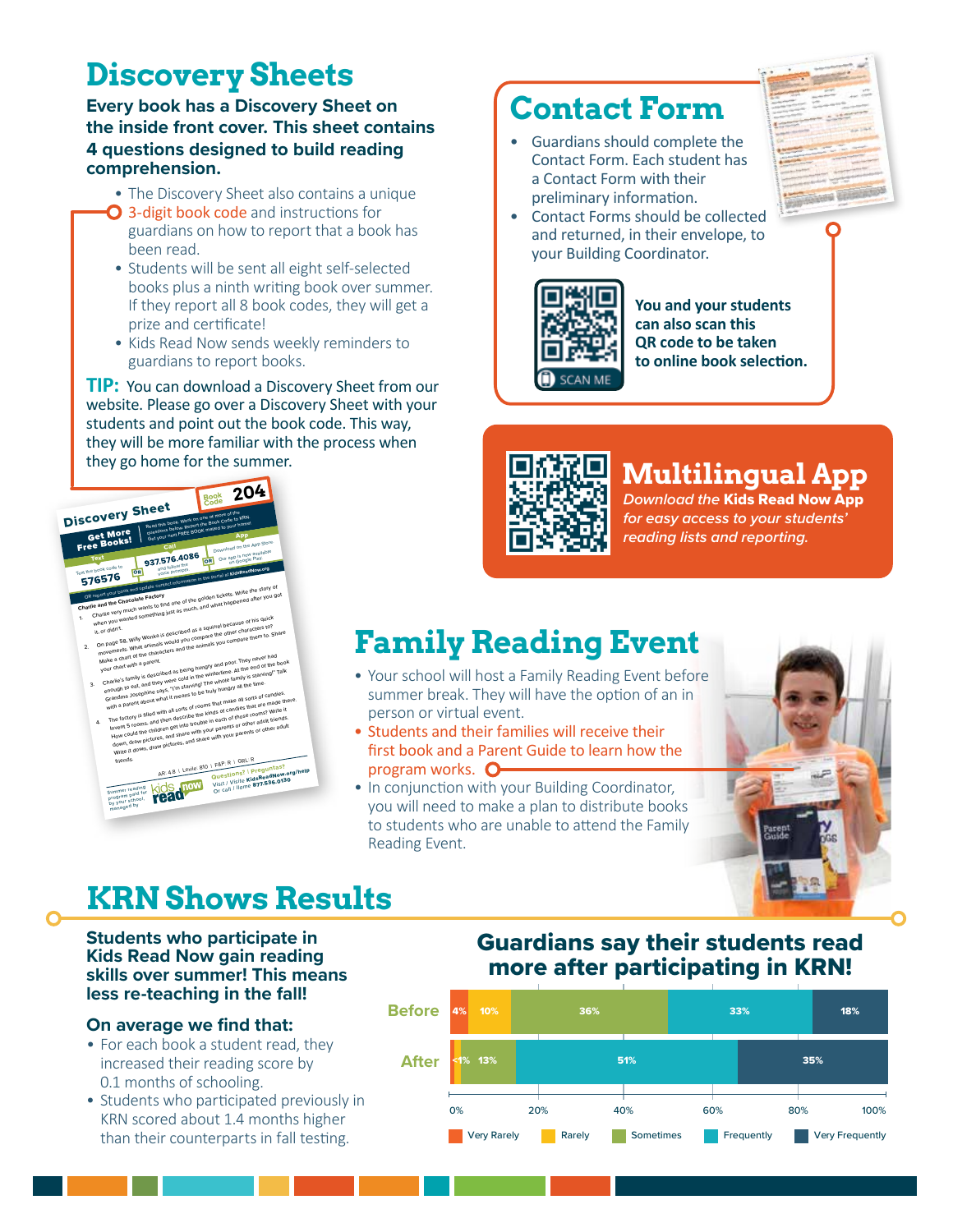# Discovery Sheets

**Every book has a Discovery Sheet on the inside front cover. This sheet contains 4 questions designed to build reading comprehension.**

- The Discovery Sheet also contains a unique 3-digit book code and instructions for guardians on how to report that a book has been read.
- Students will be sent all eight self-selected books plus a ninth writing book over summer. If they report all 8 book codes, they will get a prize and certificate!
- Kids Read Now sends weekly reminders to guardians to report books.

**TIP:** You can download a Discovery Sheet from our website. Please go over a Discovery Sheet with your students and point out the book code. This way, they will be more familiar with the process when they go home for the summer.

# Contact Form

- Guardians should complete the Contact Form. Each student has a Contact Form with their preliminary information.
- Contact Forms should be collected and returned, in their envelope, to your Building Coordinator.

SCAN ME

**You and your students can also scan this QR code to be taken to online book selection.**

# Multilingual App

*Download the **Kids Read Now App** for easy access to your students' reading lists and reporting.*

# Family Reading Event

- Your school will host a Family Reading Event before summer break. They will have the option of an in person or virtual event.
- Students and their families will receive their first book and a Parent Guide to learn how the program works.
- In conjunction with your Building Coordinator, you will need to make a plan to distribute books to students who are unable to attend the Family Reading Event.

# KRN Shows Results

**Students who participate in Kids Read Now gain reading skills over summer! This means less re-teaching in the fall!**

**On average we find that:**

- For each book a student read, they increased their reading score by 0.1 months of schooling.
- Students who participated previously in KRN scored about 1.4 months higher than their counterparts in fall testing.

## Guardians say their students read more after participating in KRN!

Before: 4%, 10%, 36%, 33%, 18%

After: <1%, 13%, 51%, 35%

0%, 20%, 40%, 60%, 80%, 100%

Very Rarely, Rarely, Sometimes, Frequently, Very Frequently